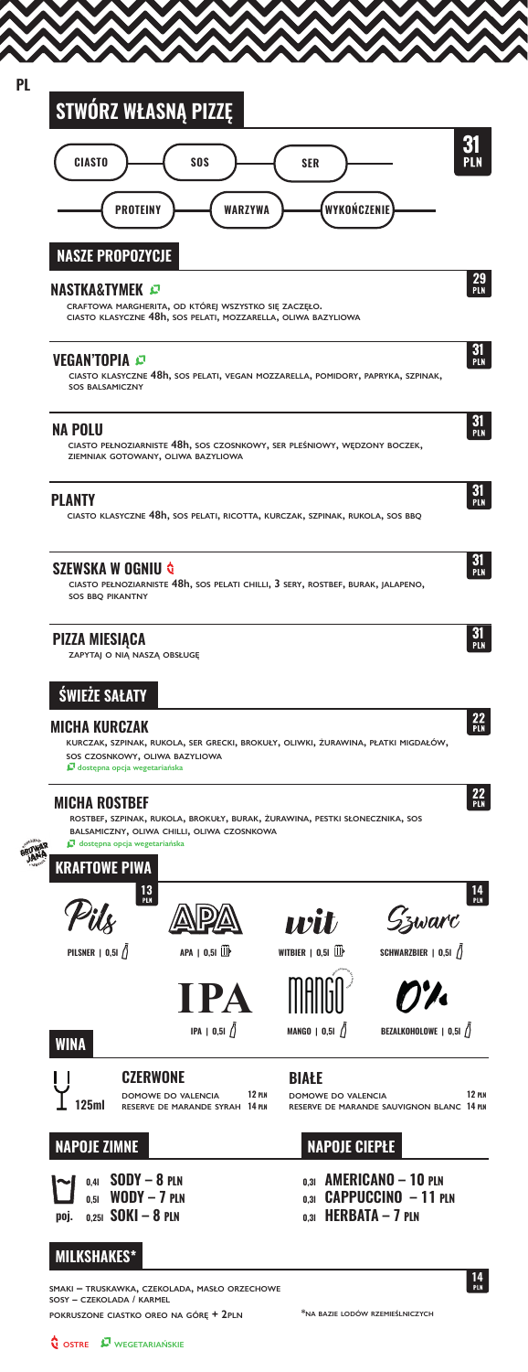PL

## STWÓRZ WŁASNĄ PIZZĘ

**31 PLN**

CIASTO — SOS — SER

PROTEINY — WARZYWA — WYKOŃCZENIE

## NASZE PROPOZYCJE

### NASTKA&TYMEK 🌿 — 29 PLN

CRAFTOWA MARGHERITA, OD KTÓREJ WSZYSTKO SIĘ ZACZĘŁO.
CIASTO KLASYCZNE 48h, SOS PELATI, MOZZARELLA, OLIWA BAZYLIOWA

### VEGAN'TOPIA 🌿 — 31 PLN

CIASTO KLASYCZNE 48h, SOS PELATI, VEGAN MOZZARELLA, POMIDORY, PAPRYKA, SZPINAK, SOS BALSAMICZNY

### NA POLU — 31 PLN

CIASTO PEŁNOZIARNISTE 48h, SOS CZOSNKOWY, SER PLEŚNIOWY, WĘDZONY BOCZEK, ZIEMNIAK GOTOWANY, OLIWA BAZYLIOWA

### PLANTY — 31 PLN

CIASTO KLASYCZNE 48h, SOS PELATI, RICOTTA, KURCZAK, SZPINAK, RUKOLA, SOS BBQ

### SZEWSKA W OGNIU 🌶 — 31 PLN

CIASTO PEŁNOZIARNISTE 48h, SOS PELATI CHILLI, 3 SERY, ROSTBEF, BURAK, JALAPENO, SOS BBQ PIKANTNY

### PIZZA MIESIĄCA — 31 PLN

ZAPYTAJ O NIĄ NASZĄ OBSŁUGĘ

## ŚWIEŻE SAŁATY

### MICHA KURCZAK — 22 PLN

KURCZAK, SZPINAK, RUKOLA, SER GRECKI, BROKUŁY, OLIWKI, ŻURAWINA, PŁATKI MIGDAŁÓW, SOS CZOSNKOWY, OLIWA BAZYLIOWA

🌿 dostępna opcja wegetariańska

### MICHA ROSTBEF — 22 PLN

ROSTBEF, SZPINAK, RUKOLA, BROKUŁY, BURAK, ŻURAWINA, PESTKI SŁONECZNIKA, SOS BALSAMICZNY, OLIWA CHILLI, OLIWA CZOSNKOWA

🌿 dostępna opcja wegetariańska

## KRAFTOWE PIWA

**13 PLN**

- PILSNER | 0,5l
- APA | 0,5l
- WITBIER | 0,5l
- IPA | 0,5l
- MANGO | 0,5l

**14 PLN**

- SCHWARZBIER | 0,5l
- BEZALKOHOLOWE | 0,5l

## WINA

125ml

**CZERWONE**

| | |
|---|---|
| DOMOWE DO VALENCIA | 12 PLN |
| RESERVE DE MARANDE SYRAH | 14 PLN |

**BIAŁE**

| | |
|---|---|
| DOMOWE DO VALENCIA | 12 PLN |
| RESERVE DE MARANDE SAUVIGNON BLANC | 14 PLN |

## NAPOJE ZIMNE

- 0,4l SODY – 8 PLN
- 0,5l WODY – 7 PLN
- poj. 0,25l SOKI – 8 PLN

## NAPOJE CIEPŁE

- 0,3l AMERICANO – 10 PLN
- 0,3l CAPPUCCINO – 11 PLN
- 0,3l HERBATA – 7 PLN

## MILKSHAKES*

**14 PLN**

SMAKI – TRUSKAWKA, CZEKOLADA, MASŁO ORZECHOWE
SOSY – CZEKOLADA / KARMEL
POKRUSZONE CIASTKO OREO NA GÓRĘ + 2PLN

*NA BAZIE LODÓW RZEMIEŚLNICZYCH

🌶 OSTRE 🌿 WEGETARIAŃSKIE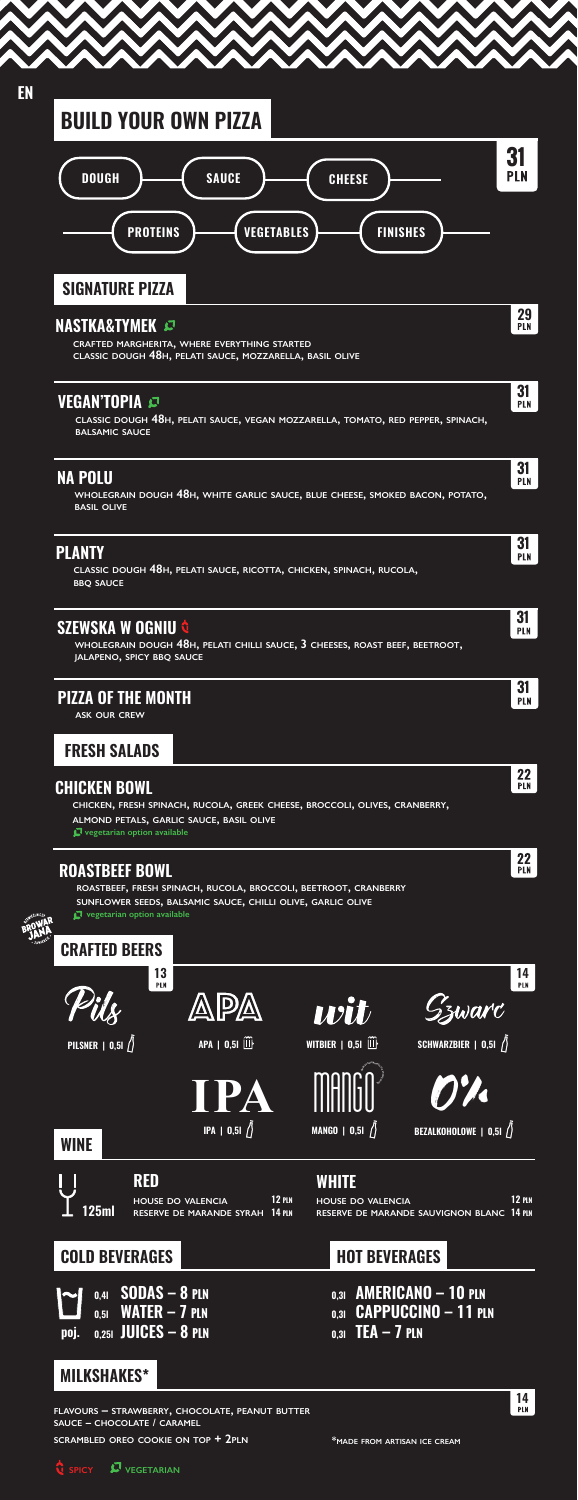EN

# BUILD YOUR OWN PIZZA

**31 PLN**

DOUGH — SAUCE — CHEESE

PROTEINS — VEGETABLES — FINISHES

## SIGNATURE PIZZA

### NASTKA&TYMEK (vegetarian) — 29 PLN

CRAFTED MARGHERITA, WHERE EVERYTHING STARTED
CLASSIC DOUGH 48H, PELATI SAUCE, MOZZARELLA, BASIL OLIVE

### VEGAN'TOPIA (vegetarian) — 31 PLN

CLASSIC DOUGH 48H, PELATI SAUCE, VEGAN MOZZARELLA, TOMATO, RED PEPPER, SPINACH, BALSAMIC SAUCE

### NA POLU — 31 PLN

WHOLEGRAIN DOUGH 48H, WHITE GARLIC SAUCE, BLUE CHEESE, SMOKED BACON, POTATO, BASIL OLIVE

### PLANTY — 31 PLN

CLASSIC DOUGH 48H, PELATI SAUCE, RICOTTA, CHICKEN, SPINACH, RUCOLA, BBQ SAUCE

### SZEWSKA W OGNIU (spicy) — 31 PLN

WHOLEGRAIN DOUGH 48H, PELATI CHILLI SAUCE, 3 CHEESES, ROAST BEEF, BEETROOT, JALAPENO, SPICY BBQ SAUCE

### PIZZA OF THE MONTH — 31 PLN

ASK OUR CREW

## FRESH SALADS

### CHICKEN BOWL — 22 PLN

CHICKEN, FRESH SPINACH, RUCOLA, GREEK CHEESE, BROCCOLI, OLIVES, CRANBERRY, ALMOND PETALS, GARLIC SAUCE, BASIL OLIVE

vegetarian option available

### ROASTBEEF BOWL — 22 PLN

ROASTBEEF, FRESH SPINACH, RUCOLA, BROCCOLI, BEETROOT, CRANBERRY SUNFLOWER SEEDS, BALSAMIC SAUCE, CHILLI OLIVE, GARLIC OLIVE

vegetarian option available

## CRAFTED BEERS

**13 PLN**

- Pils — PILSNER | 0,5l
- APA — APA | 0,5l
- IPA — IPA | 0,5l

**14 PLN**

- wit — WITBIER | 0,5l
- Szwarc — SCHWARZBIER | 0,5l
- MANGO — MANGO | 0,5l
- 0% — BEZALKOHOLOWE | 0,5l

## WINE

125ml

**RED**

- HOUSE DO VALENCIA — 12 PLN
- RESERVE DE MARANDE SYRAH — 14 PLN

**WHITE**

- HOUSE DO VALENCIA — 12 PLN
- RESERVE DE MARANDE SAUVIGNON BLANC — 14 PLN

## COLD BEVERAGES

- 0,4l SODAS – 8 PLN
- 0,5l WATER – 7 PLN
- poj. 0,25l JUICES – 8 PLN

## HOT BEVERAGES

- 0,3l AMERICANO – 10 PLN
- 0,3l CAPPUCCINO – 11 PLN
- 0,3l TEA – 7 PLN

## MILKSHAKES* — 14 PLN

FLAVOURS – STRAWBERRY, CHOCOLATE, PEANUT BUTTER
SAUCE – CHOCOLATE / CARAMEL
SCRAMBLED OREO COOKIE ON TOP + 2PLN

*MADE FROM ARTISAN ICE CREAM

SPICY — VEGETARIAN